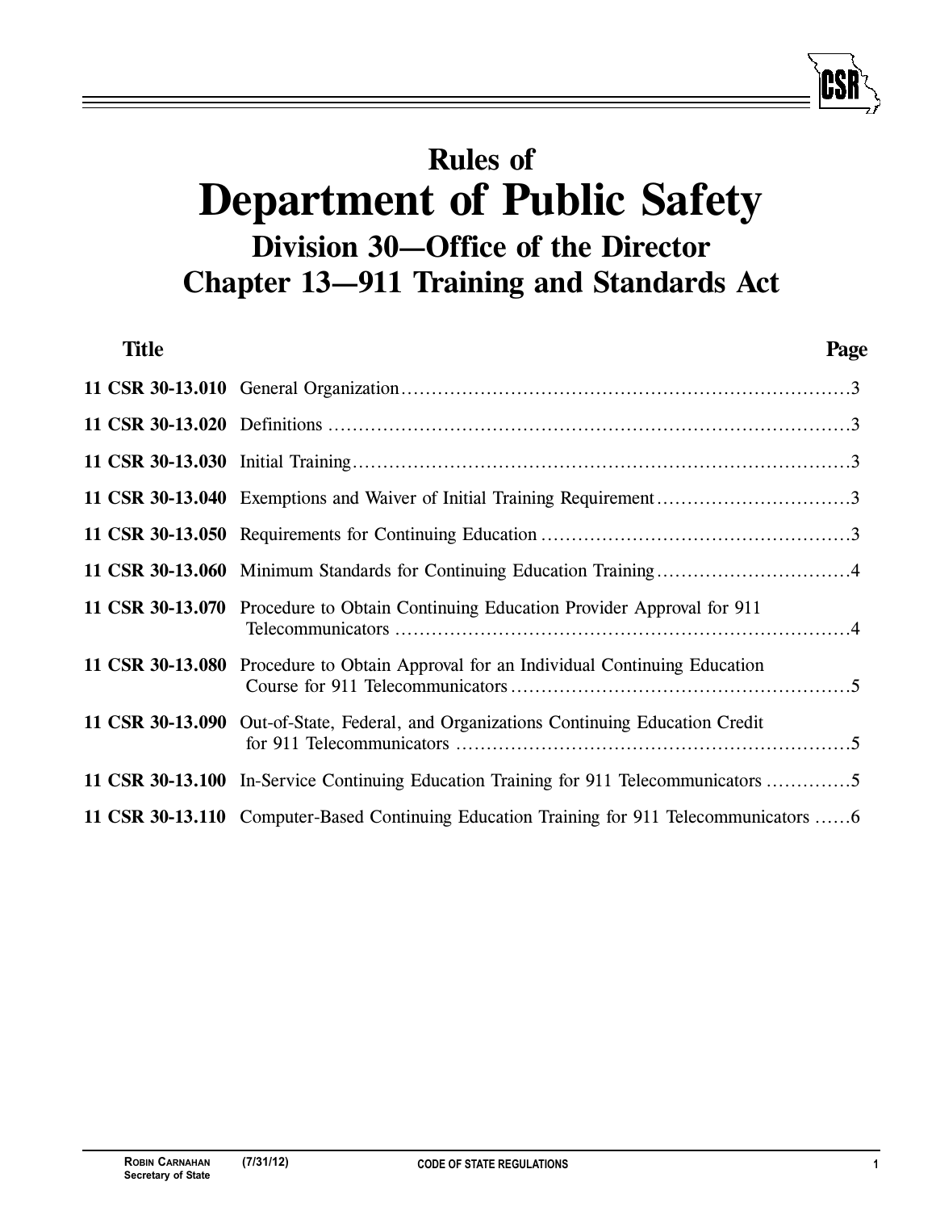# Rules of
# Department of Public Safety
## Division 30—Office of the Director
## Chapter 13—911 Training and Standards Act

| Title | | Page |
|---|---|---|
| 11 CSR 30-13.010 | General Organization | 3 |
| 11 CSR 30-13.020 | Definitions | 3 |
| 11 CSR 30-13.030 | Initial Training | 3 |
| 11 CSR 30-13.040 | Exemptions and Waiver of Initial Training Requirement | 3 |
| 11 CSR 30-13.050 | Requirements for Continuing Education | 3 |
| 11 CSR 30-13.060 | Minimum Standards for Continuing Education Training | 4 |
| 11 CSR 30-13.070 | Procedure to Obtain Continuing Education Provider Approval for 911 Telecommunicators | 4 |
| 11 CSR 30-13.080 | Procedure to Obtain Approval for an Individual Continuing Education Course for 911 Telecommunicators | 5 |
| 11 CSR 30-13.090 | Out-of-State, Federal, and Organizations Continuing Education Credit for 911 Telecommunicators | 5 |
| 11 CSR 30-13.100 | In-Service Continuing Education Training for 911 Telecommunicators | 5 |
| 11 CSR 30-13.110 | Computer-Based Continuing Education Training for 911 Telecommunicators | 6 |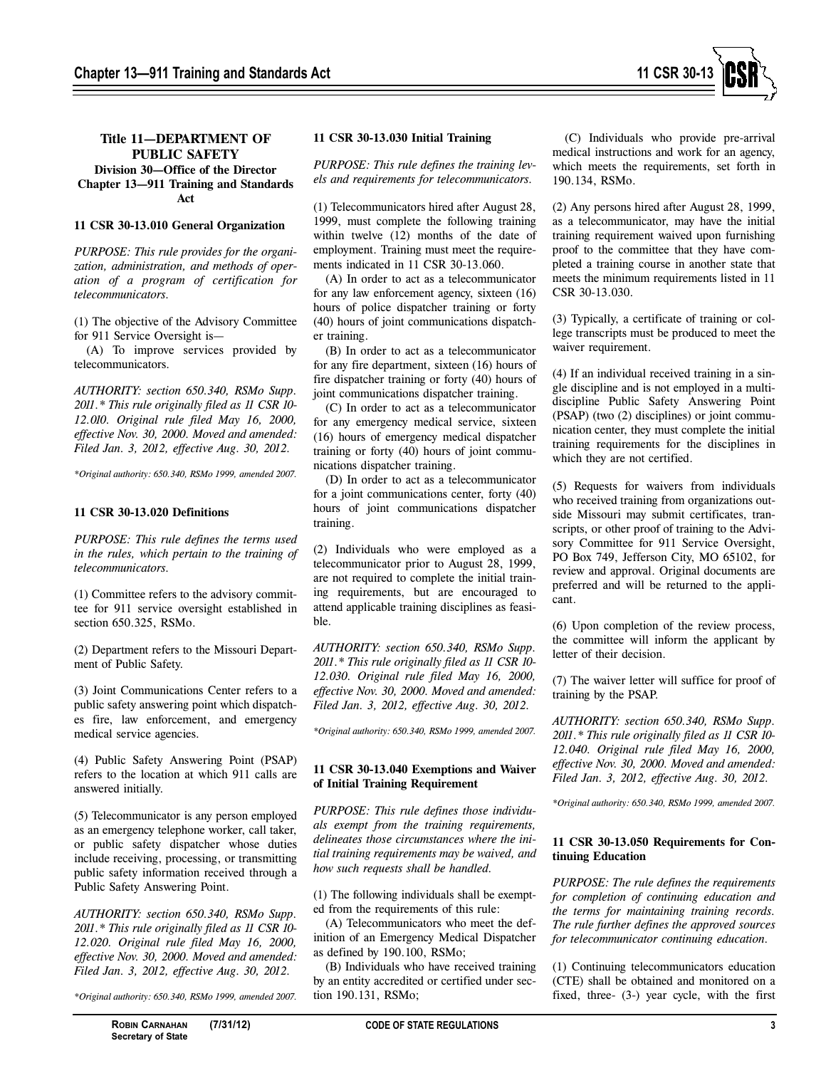## Title 11—DEPARTMENT OF PUBLIC SAFETY
### Division 30—Office of the Director
### Chapter 13—911 Training and Standards Act

**11 CSR 30-13.010 General Organization**

*PURPOSE: This rule provides for the organization, administration, and methods of operation of a program of certification for telecommunicators.*

(1) The objective of the Advisory Committee for 911 Service Oversight is—

(A) To improve services provided by telecommunicators.

*AUTHORITY: section 650.340, RSMo Supp. 2011.\* This rule originally filed as 11 CSR 10-12.010. Original rule filed May 16, 2000, effective Nov. 30, 2000. Moved and amended: Filed Jan. 3, 2012, effective Aug. 30, 2012.*

*\*Original authority: 650.340, RSMo 1999, amended 2007.*

**11 CSR 30-13.020 Definitions**

*PURPOSE: This rule defines the terms used in the rules, which pertain to the training of telecommunicators.*

(1) Committee refers to the advisory committee for 911 service oversight established in section 650.325, RSMo.

(2) Department refers to the Missouri Department of Public Safety.

(3) Joint Communications Center refers to a public safety answering point which dispatches fire, law enforcement, and emergency medical service agencies.

(4) Public Safety Answering Point (PSAP) refers to the location at which 911 calls are answered initially.

(5) Telecommunicator is any person employed as an emergency telephone worker, call taker, or public safety dispatcher whose duties include receiving, processing, or transmitting public safety information received through a Public Safety Answering Point.

*AUTHORITY: section 650.340, RSMo Supp. 2011.\* This rule originally filed as 11 CSR 10-12.020. Original rule filed May 16, 2000, effective Nov. 30, 2000. Moved and amended: Filed Jan. 3, 2012, effective Aug. 30, 2012.*

*\*Original authority: 650.340, RSMo 1999, amended 2007.*

**11 CSR 30-13.030 Initial Training**

*PURPOSE: This rule defines the training levels and requirements for telecommunicators.*

(1) Telecommunicators hired after August 28, 1999, must complete the following training within twelve (12) months of the date of employment. Training must meet the requirements indicated in 11 CSR 30-13.060.

(A) In order to act as a telecommunicator for any law enforcement agency, sixteen (16) hours of police dispatcher training or forty (40) hours of joint communications dispatcher training.

(B) In order to act as a telecommunicator for any fire department, sixteen (16) hours of fire dispatcher training or forty (40) hours of joint communications dispatcher training.

(C) In order to act as a telecommunicator for any emergency medical service, sixteen (16) hours of emergency medical dispatcher training or forty (40) hours of joint communications dispatcher training.

(D) In order to act as a telecommunicator for a joint communications center, forty (40) hours of joint communications dispatcher training.

(2) Individuals who were employed as a telecommunicator prior to August 28, 1999, are not required to complete the initial training requirements, but are encouraged to attend applicable training disciplines as feasible.

*AUTHORITY: section 650.340, RSMo Supp. 2011.\* This rule originally filed as 11 CSR 10-12.030. Original rule filed May 16, 2000, effective Nov. 30, 2000. Moved and amended: Filed Jan. 3, 2012, effective Aug. 30, 2012.*

*\*Original authority: 650.340, RSMo 1999, amended 2007.*

**11 CSR 30-13.040 Exemptions and Waiver of Initial Training Requirement**

*PURPOSE: This rule defines those individuals exempt from the training requirements, delineates those circumstances where the initial training requirements may be waived, and how such requests shall be handled.*

(1) The following individuals shall be exempted from the requirements of this rule:

(A) Telecommunicators who meet the definition of an Emergency Medical Dispatcher as defined by 190.100, RSMo;

(B) Individuals who have received training by an entity accredited or certified under section 190.131, RSMo;

(C) Individuals who provide pre-arrival medical instructions and work for an agency, which meets the requirements, set forth in 190.134, RSMo.

(2) Any persons hired after August 28, 1999, as a telecommunicator, may have the initial training requirement waived upon furnishing proof to the committee that they have completed a training course in another state that meets the minimum requirements listed in 11 CSR 30-13.030.

(3) Typically, a certificate of training or college transcripts must be produced to meet the waiver requirement.

(4) If an individual received training in a single discipline and is not employed in a multidiscipline Public Safety Answering Point (PSAP) (two (2) disciplines) or joint communication center, they must complete the initial training requirements for the disciplines in which they are not certified.

(5) Requests for waivers from individuals who received training from organizations outside Missouri may submit certificates, transcripts, or other proof of training to the Advisory Committee for 911 Service Oversight, PO Box 749, Jefferson City, MO 65102, for review and approval. Original documents are preferred and will be returned to the applicant.

(6) Upon completion of the review process, the committee will inform the applicant by letter of their decision.

(7) The waiver letter will suffice for proof of training by the PSAP.

*AUTHORITY: section 650.340, RSMo Supp. 2011.\* This rule originally filed as 11 CSR 10-12.040. Original rule filed May 16, 2000, effective Nov. 30, 2000. Moved and amended: Filed Jan. 3, 2012, effective Aug. 30, 2012.*

*\*Original authority: 650.340, RSMo 1999, amended 2007.*

**11 CSR 30-13.050 Requirements for Continuing Education**

*PURPOSE: The rule defines the requirements for completion of continuing education and the terms for maintaining training records. The rule further defines the approved sources for telecommunicator continuing education.*

(1) Continuing telecommunicators education (CTE) shall be obtained and monitored on a fixed, three- (3-) year cycle, with the first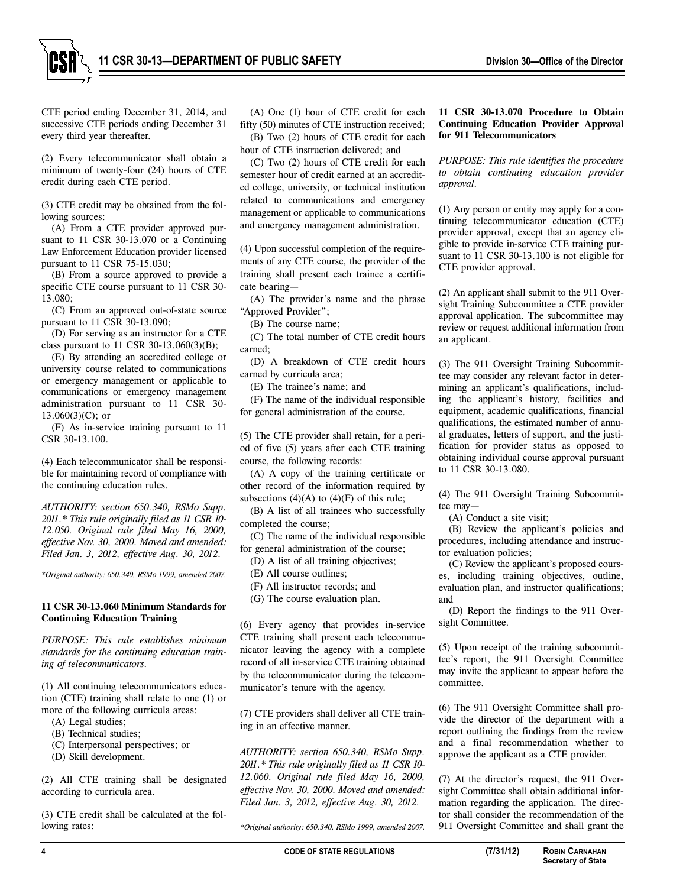CTE period ending December 31, 2014, and successive CTE periods ending December 31 every third year thereafter.

(2) Every telecommunicator shall obtain a minimum of twenty-four (24) hours of CTE credit during each CTE period.

(3) CTE credit may be obtained from the following sources:

(A) From a CTE provider approved pursuant to 11 CSR 30-13.070 or a Continuing Law Enforcement Education provider licensed pursuant to 11 CSR 75-15.030;

(B) From a source approved to provide a specific CTE course pursuant to 11 CSR 30-13.080;

(C) From an approved out-of-state source pursuant to 11 CSR 30-13.090;

(D) For serving as an instructor for a CTE class pursuant to 11 CSR 30-13.060(3)(B);

(E) By attending an accredited college or university course related to communications or emergency management or applicable to communications or emergency management administration pursuant to 11 CSR 30-13.060(3)(C); or

(F) As in-service training pursuant to 11 CSR 30-13.100.

(4) Each telecommunicator shall be responsible for maintaining record of compliance with the continuing education rules.

*AUTHORITY: section 650.340, RSMo Supp. 2011.\* This rule originally filed as 11 CSR 10-12.050. Original rule filed May 16, 2000, effective Nov. 30, 2000. Moved and amended: Filed Jan. 3, 2012, effective Aug. 30, 2012.*

*\*Original authority: 650.340, RSMo 1999, amended 2007.*

**11 CSR 30-13.060 Minimum Standards for Continuing Education Training**

*PURPOSE: This rule establishes minimum standards for the continuing education training of telecommunicators.*

(1) All continuing telecommunicators education (CTE) training shall relate to one (1) or more of the following curricula areas:

(A) Legal studies;

(B) Technical studies;

(C) Interpersonal perspectives; or

(D) Skill development.

(2) All CTE training shall be designated according to curricula area.

(3) CTE credit shall be calculated at the following rates:

(A) One (1) hour of CTE credit for each fifty (50) minutes of CTE instruction received;

(B) Two (2) hours of CTE credit for each hour of CTE instruction delivered; and

(C) Two (2) hours of CTE credit for each semester hour of credit earned at an accredited college, university, or technical institution related to communications and emergency management or applicable to communications and emergency management administration.

(4) Upon successful completion of the requirements of any CTE course, the provider of the training shall present each trainee a certificate bearing—

(A) The provider's name and the phrase "Approved Provider";

(B) The course name;

(C) The total number of CTE credit hours earned;

(D) A breakdown of CTE credit hours earned by curricula area;

(E) The trainee's name; and

(F) The name of the individual responsible for general administration of the course.

(5) The CTE provider shall retain, for a period of five (5) years after each CTE training course, the following records:

(A) A copy of the training certificate or other record of the information required by subsections (4)(A) to (4)(F) of this rule;

(B) A list of all trainees who successfully completed the course;

(C) The name of the individual responsible for general administration of the course;

(D) A list of all training objectives;

(E) All course outlines;

(F) All instructor records; and

(G) The course evaluation plan.

(6) Every agency that provides in-service CTE training shall present each telecommunicator leaving the agency with a complete record of all in-service CTE training obtained by the telecommunicator during the telecommunicator's tenure with the agency.

(7) CTE providers shall deliver all CTE training in an effective manner.

*AUTHORITY: section 650.340, RSMo Supp. 2011.\* This rule originally filed as 11 CSR 10-12.060. Original rule filed May 16, 2000, effective Nov. 30, 2000. Moved and amended: Filed Jan. 3, 2012, effective Aug. 30, 2012.*

*\*Original authority: 650.340, RSMo 1999, amended 2007.*

**11 CSR 30-13.070 Procedure to Obtain Continuing Education Provider Approval for 911 Telecommunicators**

*PURPOSE: This rule identifies the procedure to obtain continuing education provider approval.*

(1) Any person or entity may apply for a continuing telecommunicator education (CTE) provider approval, except that an agency eligible to provide in-service CTE training pursuant to 11 CSR 30-13.100 is not eligible for CTE provider approval.

(2) An applicant shall submit to the 911 Oversight Training Subcommittee a CTE provider approval application. The subcommittee may review or request additional information from an applicant.

(3) The 911 Oversight Training Subcommittee may consider any relevant factor in determining an applicant's qualifications, including the applicant's history, facilities and equipment, academic qualifications, financial qualifications, the estimated number of annual graduates, letters of support, and the justification for provider status as opposed to obtaining individual course approval pursuant to 11 CSR 30-13.080.

(4) The 911 Oversight Training Subcommittee may—

(A) Conduct a site visit;

(B) Review the applicant's policies and procedures, including attendance and instructor evaluation policies;

(C) Review the applicant's proposed courses, including training objectives, outline, evaluation plan, and instructor qualifications; and

(D) Report the findings to the 911 Oversight Committee.

(5) Upon receipt of the training subcommittee's report, the 911 Oversight Committee may invite the applicant to appear before the committee.

(6) The 911 Oversight Committee shall provide the director of the department with a report outlining the findings from the review and a final recommendation whether to approve the applicant as a CTE provider.

(7) At the director's request, the 911 Oversight Committee shall obtain additional information regarding the application. The director shall consider the recommendation of the 911 Oversight Committee and shall grant the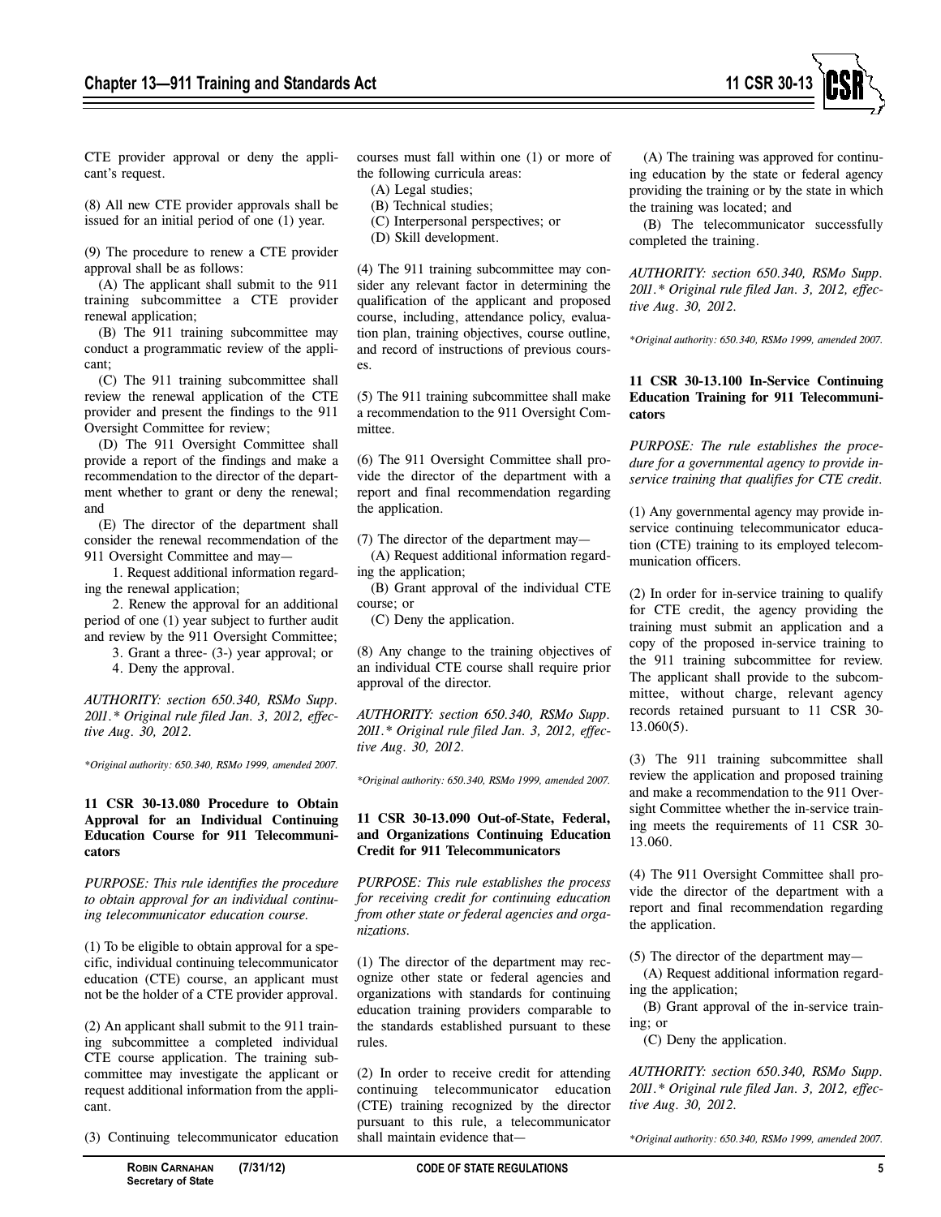CTE provider approval or deny the applicant's request.

(8) All new CTE provider approvals shall be issued for an initial period of one (1) year.

(9) The procedure to renew a CTE provider approval shall be as follows:

(A) The applicant shall submit to the 911 training subcommittee a CTE provider renewal application;

(B) The 911 training subcommittee may conduct a programmatic review of the applicant;

(C) The 911 training subcommittee shall review the renewal application of the CTE provider and present the findings to the 911 Oversight Committee for review;

(D) The 911 Oversight Committee shall provide a report of the findings and make a recommendation to the director of the department whether to grant or deny the renewal; and

(E) The director of the department shall consider the renewal recommendation of the 911 Oversight Committee and may—

1. Request additional information regarding the renewal application;

2. Renew the approval for an additional period of one (1) year subject to further audit and review by the 911 Oversight Committee;

3. Grant a three- (3-) year approval; or

4. Deny the approval.

*AUTHORITY: section 650.340, RSMo Supp. 2011.\* Original rule filed Jan. 3, 2012, effective Aug. 30, 2012.*

*\*Original authority: 650.340, RSMo 1999, amended 2007.*

**11 CSR 30-13.080 Procedure to Obtain Approval for an Individual Continuing Education Course for 911 Telecommunicators**

*PURPOSE: This rule identifies the procedure to obtain approval for an individual continuing telecommunicator education course.*

(1) To be eligible to obtain approval for a specific, individual continuing telecommunicator education (CTE) course, an applicant must not be the holder of a CTE provider approval.

(2) An applicant shall submit to the 911 training subcommittee a completed individual CTE course application. The training subcommittee may investigate the applicant or request additional information from the applicant.

(3) Continuing telecommunicator education courses must fall within one (1) or more of the following curricula areas:

(A) Legal studies;

(B) Technical studies;

(C) Interpersonal perspectives; or

(D) Skill development.

(4) The 911 training subcommittee may consider any relevant factor in determining the qualification of the applicant and proposed course, including, attendance policy, evaluation plan, training objectives, course outline, and record of instructions of previous courses.

(5) The 911 training subcommittee shall make a recommendation to the 911 Oversight Committee.

(6) The 911 Oversight Committee shall provide the director of the department with a report and final recommendation regarding the application.

(7) The director of the department may—

(A) Request additional information regarding the application;

(B) Grant approval of the individual CTE course; or

(C) Deny the application.

(8) Any change to the training objectives of an individual CTE course shall require prior approval of the director.

*AUTHORITY: section 650.340, RSMo Supp. 2011.\* Original rule filed Jan. 3, 2012, effective Aug. 30, 2012.*

*\*Original authority: 650.340, RSMo 1999, amended 2007.*

**11 CSR 30-13.090 Out-of-State, Federal, and Organizations Continuing Education Credit for 911 Telecommunicators**

*PURPOSE: This rule establishes the process for receiving credit for continuing education from other state or federal agencies and organizations.*

(1) The director of the department may recognize other state or federal agencies and organizations with standards for continuing education training providers comparable to the standards established pursuant to these rules.

(2) In order to receive credit for attending continuing telecommunicator education (CTE) training recognized by the director pursuant to this rule, a telecommunicator shall maintain evidence that—

(A) The training was approved for continuing education by the state or federal agency providing the training or by the state in which the training was located; and

(B) The telecommunicator successfully completed the training.

*AUTHORITY: section 650.340, RSMo Supp. 2011.\* Original rule filed Jan. 3, 2012, effective Aug. 30, 2012.*

*\*Original authority: 650.340, RSMo 1999, amended 2007.*

**11 CSR 30-13.100 In-Service Continuing Education Training for 911 Telecommunicators**

*PURPOSE: The rule establishes the procedure for a governmental agency to provide in-service training that qualifies for CTE credit.*

(1) Any governmental agency may provide in-service continuing telecommunicator education (CTE) training to its employed telecommunication officers.

(2) In order for in-service training to qualify for CTE credit, the agency providing the training must submit an application and a copy of the proposed in-service training to the 911 training subcommittee for review. The applicant shall provide to the subcommittee, without charge, relevant agency records retained pursuant to 11 CSR 30-13.060(5).

(3) The 911 training subcommittee shall review the application and proposed training and make a recommendation to the 911 Oversight Committee whether the in-service training meets the requirements of 11 CSR 30-13.060.

(4) The 911 Oversight Committee shall provide the director of the department with a report and final recommendation regarding the application.

(5) The director of the department may—

(A) Request additional information regarding the application;

(B) Grant approval of the in-service training; or

(C) Deny the application.

*AUTHORITY: section 650.340, RSMo Supp. 2011.\* Original rule filed Jan. 3, 2012, effective Aug. 30, 2012.*

*\*Original authority: 650.340, RSMo 1999, amended 2007.*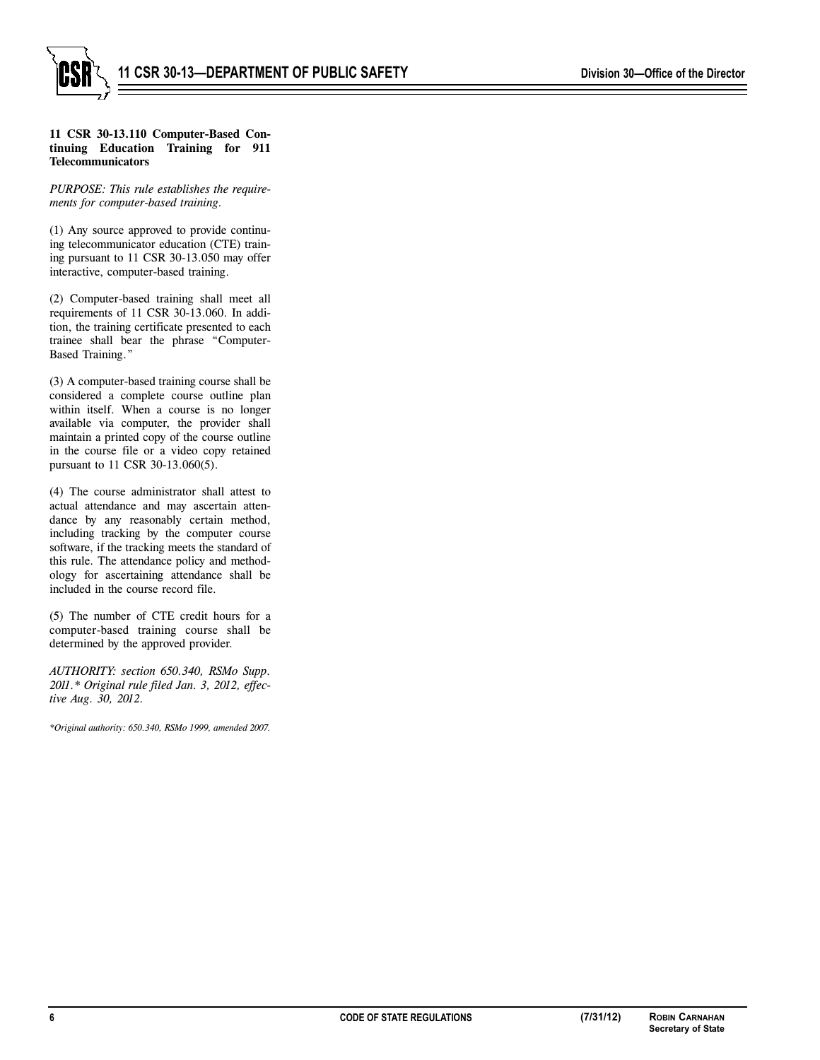**11 CSR 30-13.110 Computer-Based Continuing Education Training for 911 Telecommunicators**

*PURPOSE: This rule establishes the requirements for computer-based training.*

(1) Any source approved to provide continuing telecommunicator education (CTE) training pursuant to 11 CSR 30-13.050 may offer interactive, computer-based training.

(2) Computer-based training shall meet all requirements of 11 CSR 30-13.060. In addition, the training certificate presented to each trainee shall bear the phrase "Computer-Based Training."

(3) A computer-based training course shall be considered a complete course outline plan within itself. When a course is no longer available via computer, the provider shall maintain a printed copy of the course outline in the course file or a video copy retained pursuant to 11 CSR 30-13.060(5).

(4) The course administrator shall attest to actual attendance and may ascertain attendance by any reasonably certain method, including tracking by the computer course software, if the tracking meets the standard of this rule. The attendance policy and methodology for ascertaining attendance shall be included in the course record file.

(5) The number of CTE credit hours for a computer-based training course shall be determined by the approved provider.

*AUTHORITY: section 650.340, RSMo Supp. 2011.\* Original rule filed Jan. 3, 2012, effective Aug. 30, 2012.*

*\*Original authority: 650.340, RSMo 1999, amended 2007.*